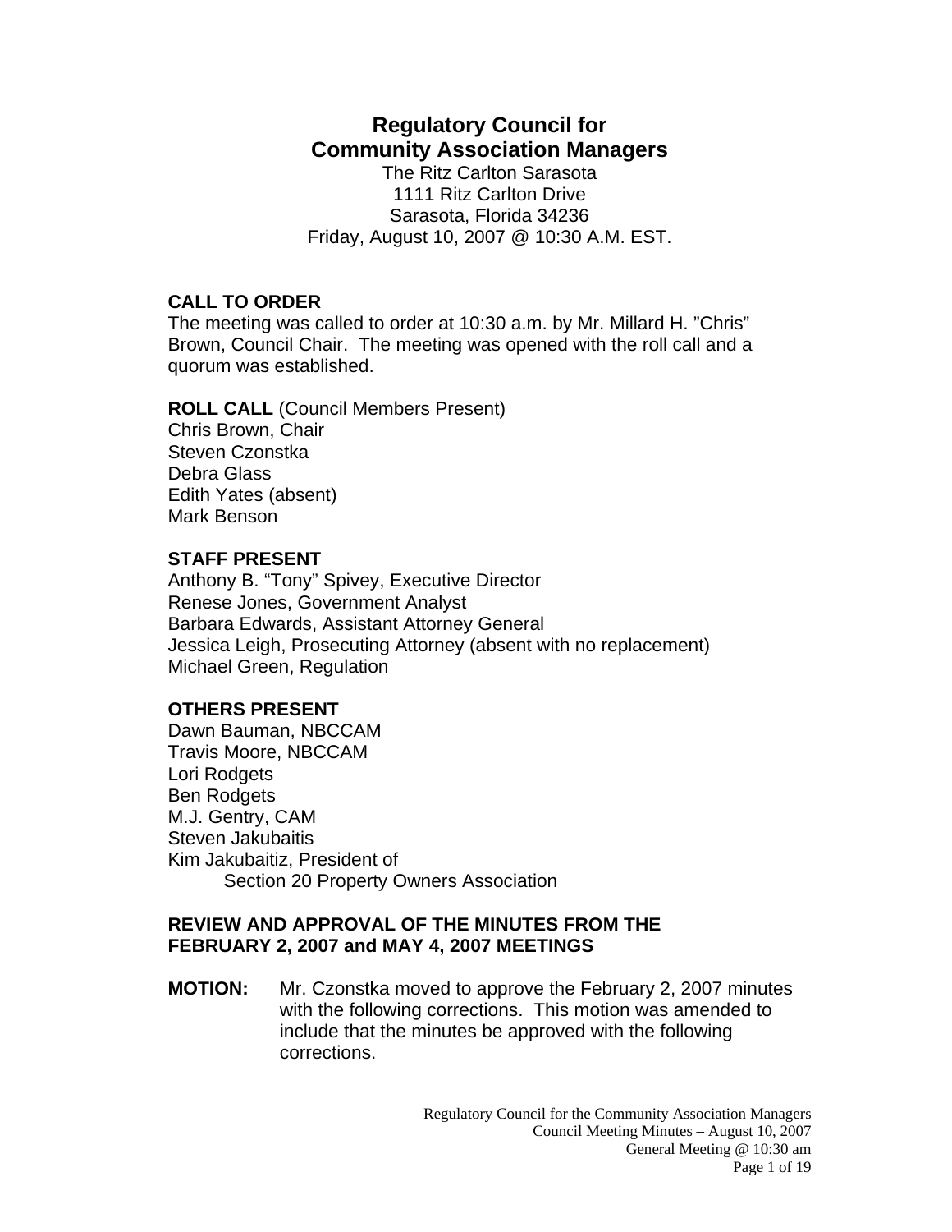# Regulatory Council for Community Association Managers

The Ritz Carlton Sarasota
1111 Ritz Carlton Drive
Sarasota, Florida 34236
Friday, August 10, 2007 @ 10:30 A.M. EST.

**CALL TO ORDER**
The meeting was called to order at 10:30 a.m. by Mr. Millard H. "Chris" Brown, Council Chair. The meeting was opened with the roll call and a quorum was established.

**ROLL CALL** (Council Members Present)
Chris Brown, Chair
Steven Czonstka
Debra Glass
Edith Yates (absent)
Mark Benson

**STAFF PRESENT**
Anthony B. "Tony" Spivey, Executive Director
Renese Jones, Government Analyst
Barbara Edwards, Assistant Attorney General
Jessica Leigh, Prosecuting Attorney (absent with no replacement)
Michael Green, Regulation

**OTHERS PRESENT**
Dawn Bauman, NBCCAM
Travis Moore, NBCCAM
Lori Rodgets
Ben Rodgets
M.J. Gentry, CAM
Steven Jakubaitis
Kim Jakubaitiz, President of
Section 20 Property Owners Association

**REVIEW AND APPROVAL OF THE MINUTES FROM THE FEBRUARY 2, 2007 and MAY 4, 2007 MEETINGS**

**MOTION:** Mr. Czonstka moved to approve the February 2, 2007 minutes with the following corrections. This motion was amended to include that the minutes be approved with the following corrections.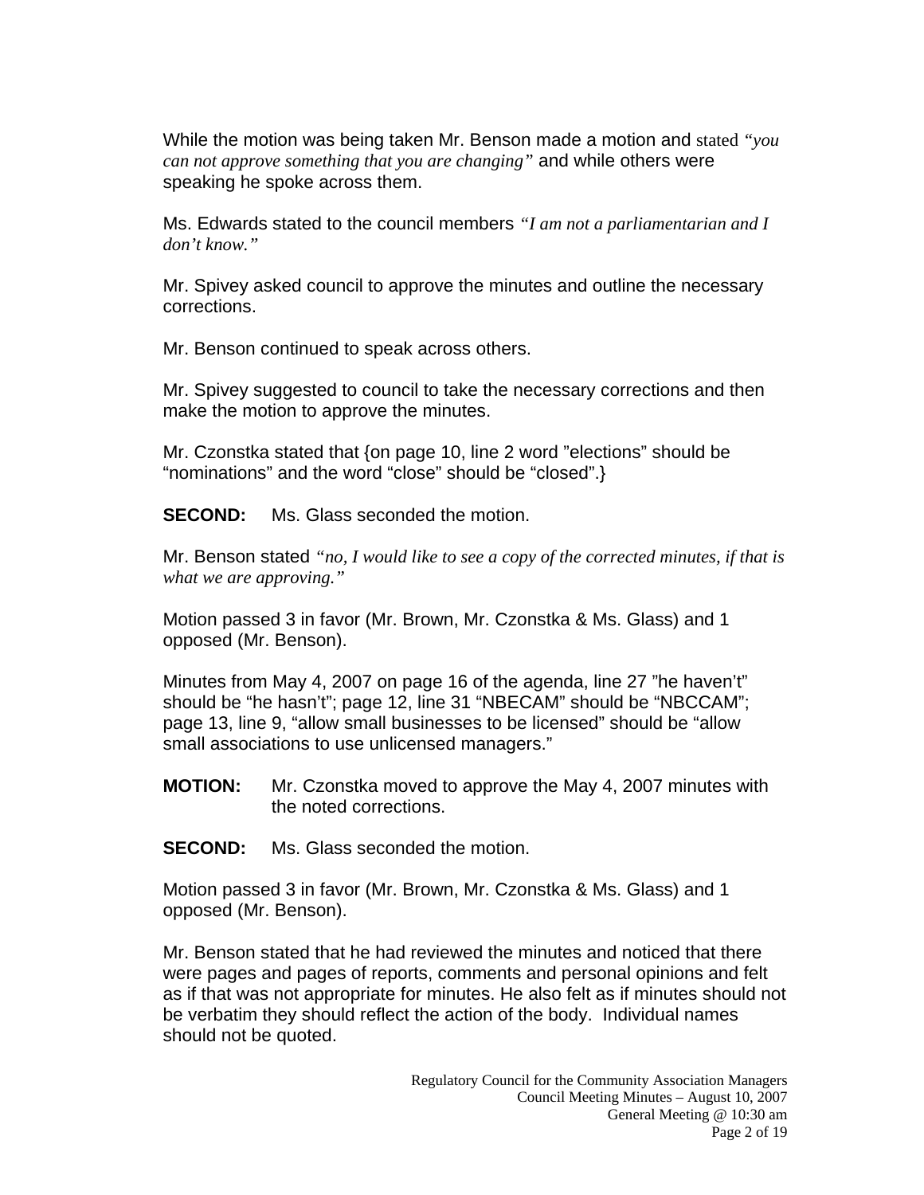While the motion was being taken Mr. Benson made a motion and stated *"you can not approve something that you are changing"* and while others were speaking he spoke across them.

Ms. Edwards stated to the council members *"I am not a parliamentarian and I don't know."*

Mr. Spivey asked council to approve the minutes and outline the necessary corrections.

Mr. Benson continued to speak across others.

Mr. Spivey suggested to council to take the necessary corrections and then make the motion to approve the minutes.

Mr. Czonstka stated that {on page 10, line 2 word "elections" should be "nominations" and the word "close" should be "closed".}

**SECOND:** Ms. Glass seconded the motion.

Mr. Benson stated *"no, I would like to see a copy of the corrected minutes, if that is what we are approving."*

Motion passed 3 in favor (Mr. Brown, Mr. Czonstka & Ms. Glass) and 1 opposed (Mr. Benson).

Minutes from May 4, 2007 on page 16 of the agenda, line 27 "he haven't" should be "he hasn't"; page 12, line 31 "NBECAM" should be "NBCCAM"; page 13, line 9, "allow small businesses to be licensed" should be "allow small associations to use unlicensed managers."

**MOTION:** Mr. Czonstka moved to approve the May 4, 2007 minutes with the noted corrections.

**SECOND:** Ms. Glass seconded the motion.

Motion passed 3 in favor (Mr. Brown, Mr. Czonstka & Ms. Glass) and 1 opposed (Mr. Benson).

Mr. Benson stated that he had reviewed the minutes and noticed that there were pages and pages of reports, comments and personal opinions and felt as if that was not appropriate for minutes. He also felt as if minutes should not be verbatim they should reflect the action of the body. Individual names should not be quoted.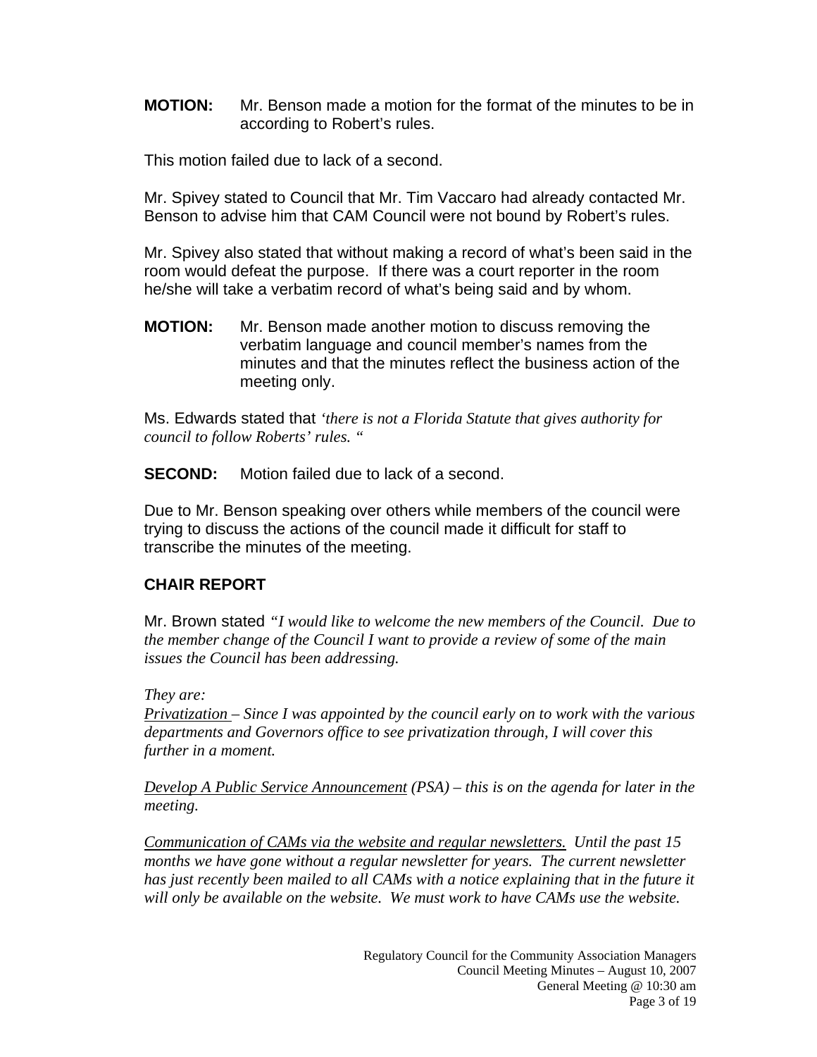**MOTION:** Mr. Benson made a motion for the format of the minutes to be in according to Robert's rules.

This motion failed due to lack of a second.

Mr. Spivey stated to Council that Mr. Tim Vaccaro had already contacted Mr. Benson to advise him that CAM Council were not bound by Robert's rules.

Mr. Spivey also stated that without making a record of what's been said in the room would defeat the purpose. If there was a court reporter in the room he/she will take a verbatim record of what's being said and by whom.

**MOTION:** Mr. Benson made another motion to discuss removing the verbatim language and council member's names from the minutes and that the minutes reflect the business action of the meeting only.

Ms. Edwards stated that *'there is not a Florida Statute that gives authority for council to follow Roberts' rules. "*

**SECOND:** Motion failed due to lack of a second.

Due to Mr. Benson speaking over others while members of the council were trying to discuss the actions of the council made it difficult for staff to transcribe the minutes of the meeting.

## CHAIR REPORT

Mr. Brown stated *"I would like to welcome the new members of the Council. Due to the member change of the Council I want to provide a review of some of the main issues the Council has been addressing.*

*They are:*
*Privatization – Since I was appointed by the council early on to work with the various departments and Governors office to see privatization through, I will cover this further in a moment.*

*Develop A Public Service Announcement (PSA) – this is on the agenda for later in the meeting.*

*Communication of CAMs via the website and regular newsletters. Until the past 15 months we have gone without a regular newsletter for years. The current newsletter has just recently been mailed to all CAMs with a notice explaining that in the future it will only be available on the website. We must work to have CAMs use the website.*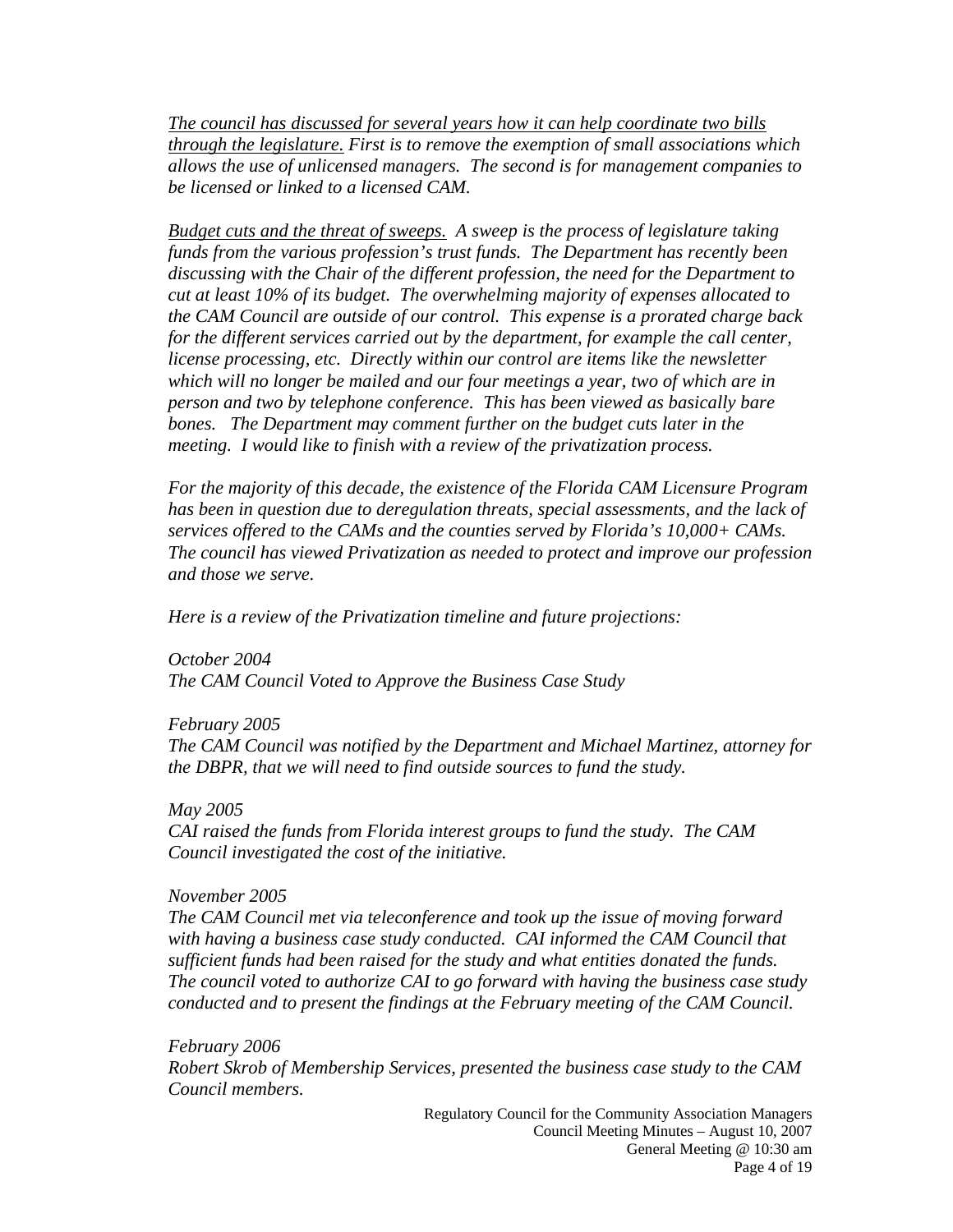*<u>The council has discussed for several years how it can help coordinate two bills through the legislature.</u> First is to remove the exemption of small associations which allows the use of unlicensed managers. The second is for management companies to be licensed or linked to a licensed CAM.*

*<u>Budget cuts and the threat of sweeps.</u> A sweep is the process of legislature taking funds from the various profession's trust funds. The Department has recently been discussing with the Chair of the different profession, the need for the Department to cut at least 10% of its budget. The overwhelming majority of expenses allocated to the CAM Council are outside of our control. This expense is a prorated charge back for the different services carried out by the department, for example the call center, license processing, etc. Directly within our control are items like the newsletter which will no longer be mailed and our four meetings a year, two of which are in person and two by telephone conference. This has been viewed as basically bare bones. The Department may comment further on the budget cuts later in the meeting. I would like to finish with a review of the privatization process.*

*For the majority of this decade, the existence of the Florida CAM Licensure Program has been in question due to deregulation threats, special assessments, and the lack of services offered to the CAMs and the counties served by Florida's 10,000+ CAMs. The council has viewed Privatization as needed to protect and improve our profession and those we serve.*

*Here is a review of the Privatization timeline and future projections:*

*October 2004*
*The CAM Council Voted to Approve the Business Case Study*

*February 2005*
*The CAM Council was notified by the Department and Michael Martinez, attorney for the DBPR, that we will need to find outside sources to fund the study.*

*May 2005*
*CAI raised the funds from Florida interest groups to fund the study. The CAM Council investigated the cost of the initiative.*

*November 2005*
*The CAM Council met via teleconference and took up the issue of moving forward with having a business case study conducted. CAI informed the CAM Council that sufficient funds had been raised for the study and what entities donated the funds. The council voted to authorize CAI to go forward with having the business case study conducted and to present the findings at the February meeting of the CAM Council.*

*February 2006*
*Robert Skrob of Membership Services, presented the business case study to the CAM Council members.*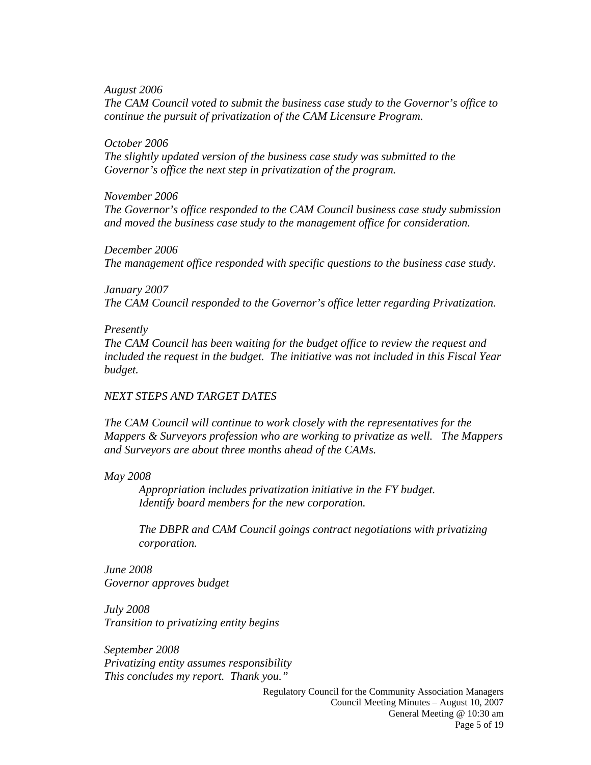*August 2006*
*The CAM Council voted to submit the business case study to the Governor's office to continue the pursuit of privatization of the CAM Licensure Program.*

*October 2006*
*The slightly updated version of the business case study was submitted to the Governor's office the next step in privatization of the program.*

*November 2006*
*The Governor's office responded to the CAM Council business case study submission and moved the business case study to the management office for consideration.*

*December 2006*
*The management office responded with specific questions to the business case study.*

*January 2007*
*The CAM Council responded to the Governor's office letter regarding Privatization.*

*Presently*
*The CAM Council has been waiting for the budget office to review the request and included the request in the budget. The initiative was not included in this Fiscal Year budget.*

*NEXT STEPS AND TARGET DATES*

*The CAM Council will continue to work closely with the representatives for the Mappers & Surveyors profession who are working to privatize as well. The Mappers and Surveyors are about three months ahead of the CAMs.*

*May 2008*

> *Appropriation includes privatization initiative in the FY budget.*
> *Identify board members for the new corporation.*
>
> *The DBPR and CAM Council goings contract negotiations with privatizing corporation.*

*June 2008*
*Governor approves budget*

*July 2008*
*Transition to privatizing entity begins*

*September 2008*
*Privatizing entity assumes responsibility*
*This concludes my report. Thank you."*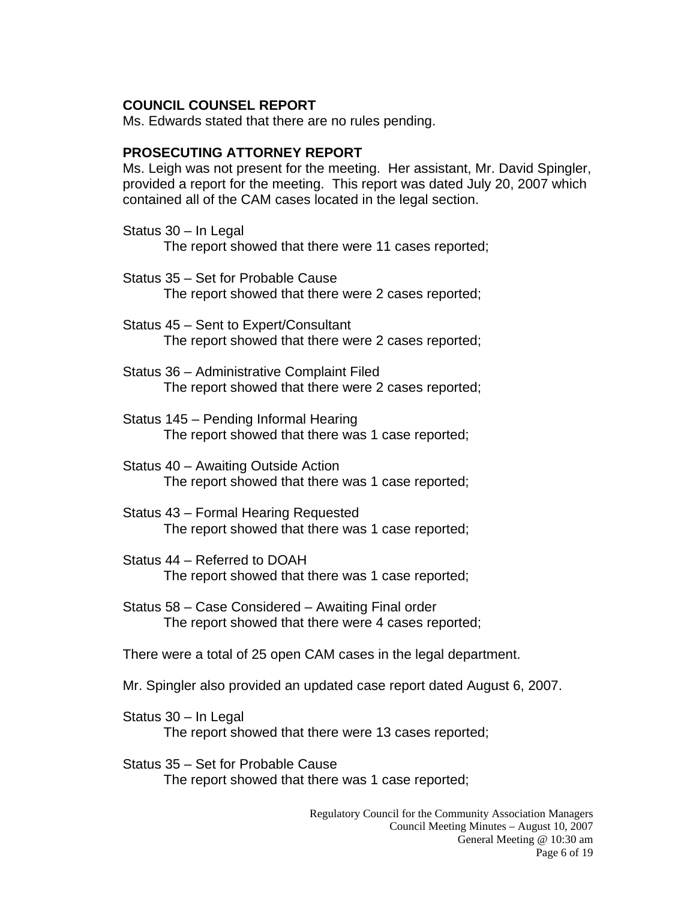**COUNCIL COUNSEL REPORT**

Ms. Edwards stated that there are no rules pending.

**PROSECUTING ATTORNEY REPORT**

Ms. Leigh was not present for the meeting. Her assistant, Mr. David Spingler, provided a report for the meeting. This report was dated July 20, 2007 which contained all of the CAM cases located in the legal section.

Status 30 – In Legal
The report showed that there were 11 cases reported;

Status 35 – Set for Probable Cause
The report showed that there were 2 cases reported;

Status 45 – Sent to Expert/Consultant
The report showed that there were 2 cases reported;

Status 36 – Administrative Complaint Filed
The report showed that there were 2 cases reported;

Status 145 – Pending Informal Hearing
The report showed that there was 1 case reported;

Status 40 – Awaiting Outside Action
The report showed that there was 1 case reported;

Status 43 – Formal Hearing Requested
The report showed that there was 1 case reported;

Status 44 – Referred to DOAH
The report showed that there was 1 case reported;

Status 58 – Case Considered – Awaiting Final order
The report showed that there were 4 cases reported;

There were a total of 25 open CAM cases in the legal department.

Mr. Spingler also provided an updated case report dated August 6, 2007.

Status 30 – In Legal
The report showed that there were 13 cases reported;

Status 35 – Set for Probable Cause
The report showed that there was 1 case reported;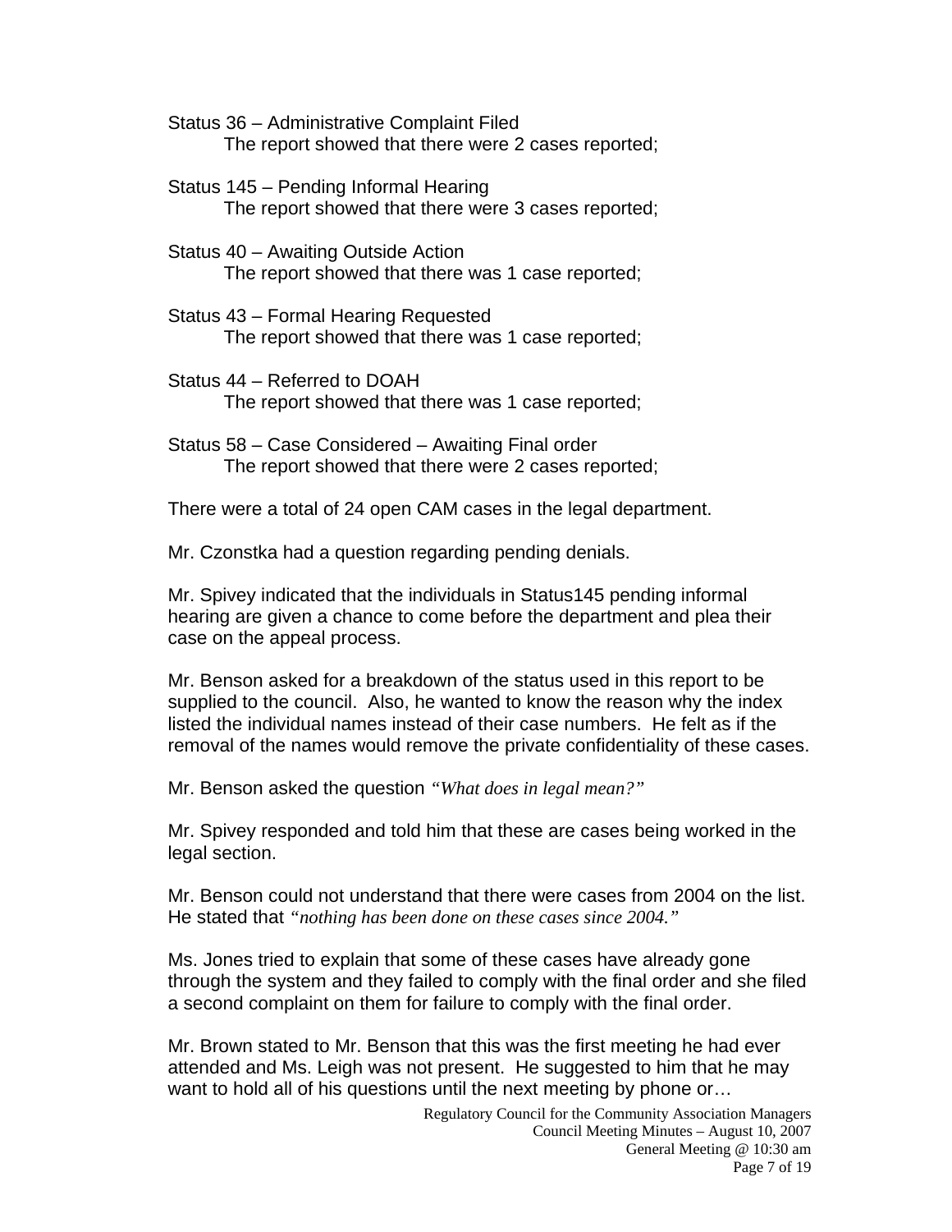Status 36 – Administrative Complaint Filed
The report showed that there were 2 cases reported;

Status 145 – Pending Informal Hearing
The report showed that there were 3 cases reported;

Status 40 – Awaiting Outside Action
The report showed that there was 1 case reported;

Status 43 – Formal Hearing Requested
The report showed that there was 1 case reported;

Status 44 – Referred to DOAH
The report showed that there was 1 case reported;

Status 58 – Case Considered – Awaiting Final order
The report showed that there were 2 cases reported;

There were a total of 24 open CAM cases in the legal department.

Mr. Czonstka had a question regarding pending denials.

Mr. Spivey indicated that the individuals in Status145 pending informal hearing are given a chance to come before the department and plea their case on the appeal process.

Mr. Benson asked for a breakdown of the status used in this report to be supplied to the council. Also, he wanted to know the reason why the index listed the individual names instead of their case numbers. He felt as if the removal of the names would remove the private confidentiality of these cases.

Mr. Benson asked the question *"What does in legal mean?"*

Mr. Spivey responded and told him that these are cases being worked in the legal section.

Mr. Benson could not understand that there were cases from 2004 on the list. He stated that *"nothing has been done on these cases since 2004."*

Ms. Jones tried to explain that some of these cases have already gone through the system and they failed to comply with the final order and she filed a second complaint on them for failure to comply with the final order.

Mr. Brown stated to Mr. Benson that this was the first meeting he had ever attended and Ms. Leigh was not present. He suggested to him that he may want to hold all of his questions until the next meeting by phone or…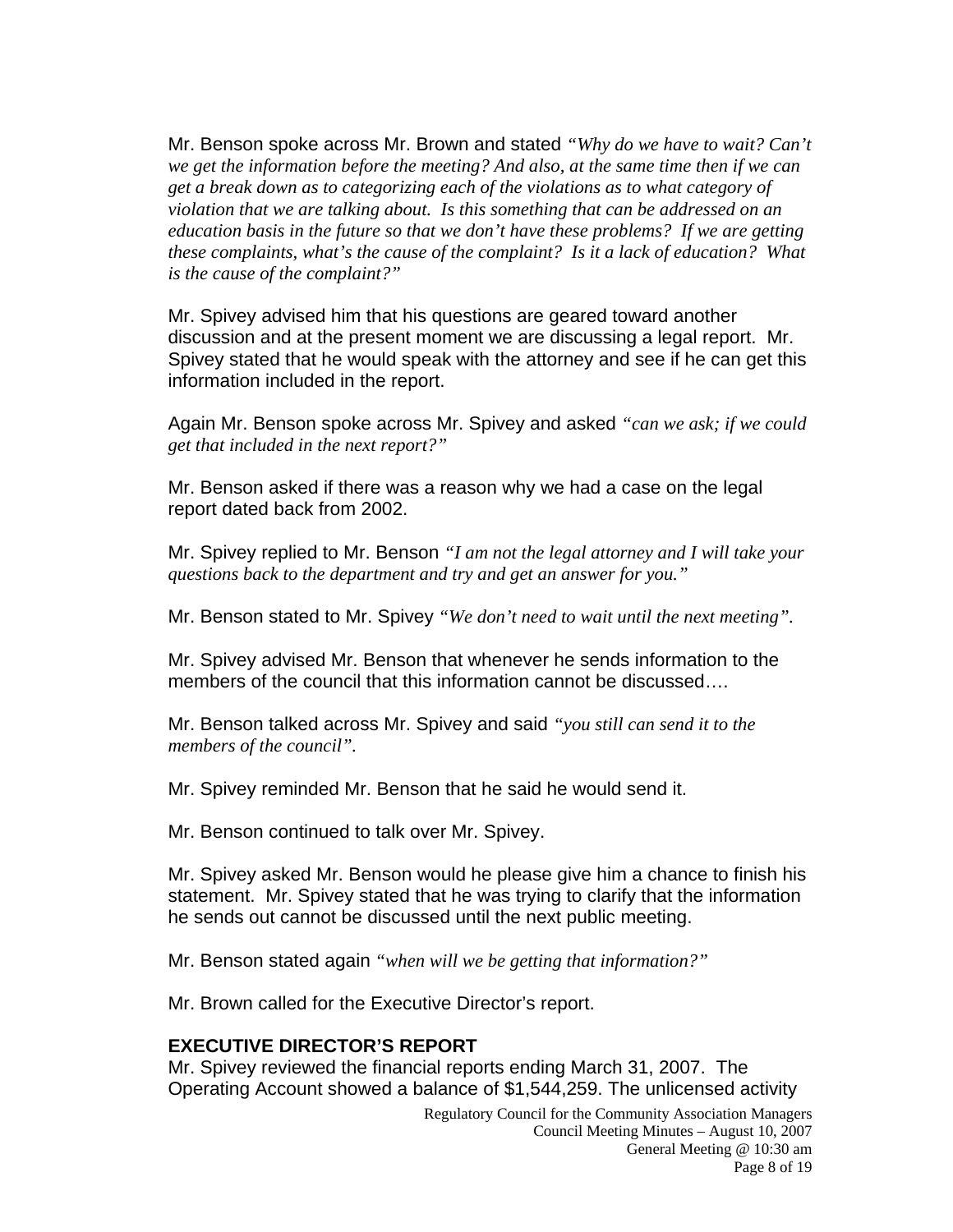Mr. Benson spoke across Mr. Brown and stated *"Why do we have to wait? Can't we get the information before the meeting? And also, at the same time then if we can get a break down as to categorizing each of the violations as to what category of violation that we are talking about. Is this something that can be addressed on an education basis in the future so that we don't have these problems? If we are getting these complaints, what's the cause of the complaint? Is it a lack of education? What is the cause of the complaint?"*

Mr. Spivey advised him that his questions are geared toward another discussion and at the present moment we are discussing a legal report. Mr. Spivey stated that he would speak with the attorney and see if he can get this information included in the report.

Again Mr. Benson spoke across Mr. Spivey and asked *"can we ask; if we could get that included in the next report?"*

Mr. Benson asked if there was a reason why we had a case on the legal report dated back from 2002.

Mr. Spivey replied to Mr. Benson *"I am not the legal attorney and I will take your questions back to the department and try and get an answer for you."*

Mr. Benson stated to Mr. Spivey *"We don't need to wait until the next meeting".*

Mr. Spivey advised Mr. Benson that whenever he sends information to the members of the council that this information cannot be discussed….

Mr. Benson talked across Mr. Spivey and said *"you still can send it to the members of the council".*

Mr. Spivey reminded Mr. Benson that he said he would send it.

Mr. Benson continued to talk over Mr. Spivey.

Mr. Spivey asked Mr. Benson would he please give him a chance to finish his statement. Mr. Spivey stated that he was trying to clarify that the information he sends out cannot be discussed until the next public meeting.

Mr. Benson stated again *"when will we be getting that information?"*

Mr. Brown called for the Executive Director's report.

**EXECUTIVE DIRECTOR'S REPORT**

Mr. Spivey reviewed the financial reports ending March 31, 2007. The Operating Account showed a balance of $1,544,259. The unlicensed activity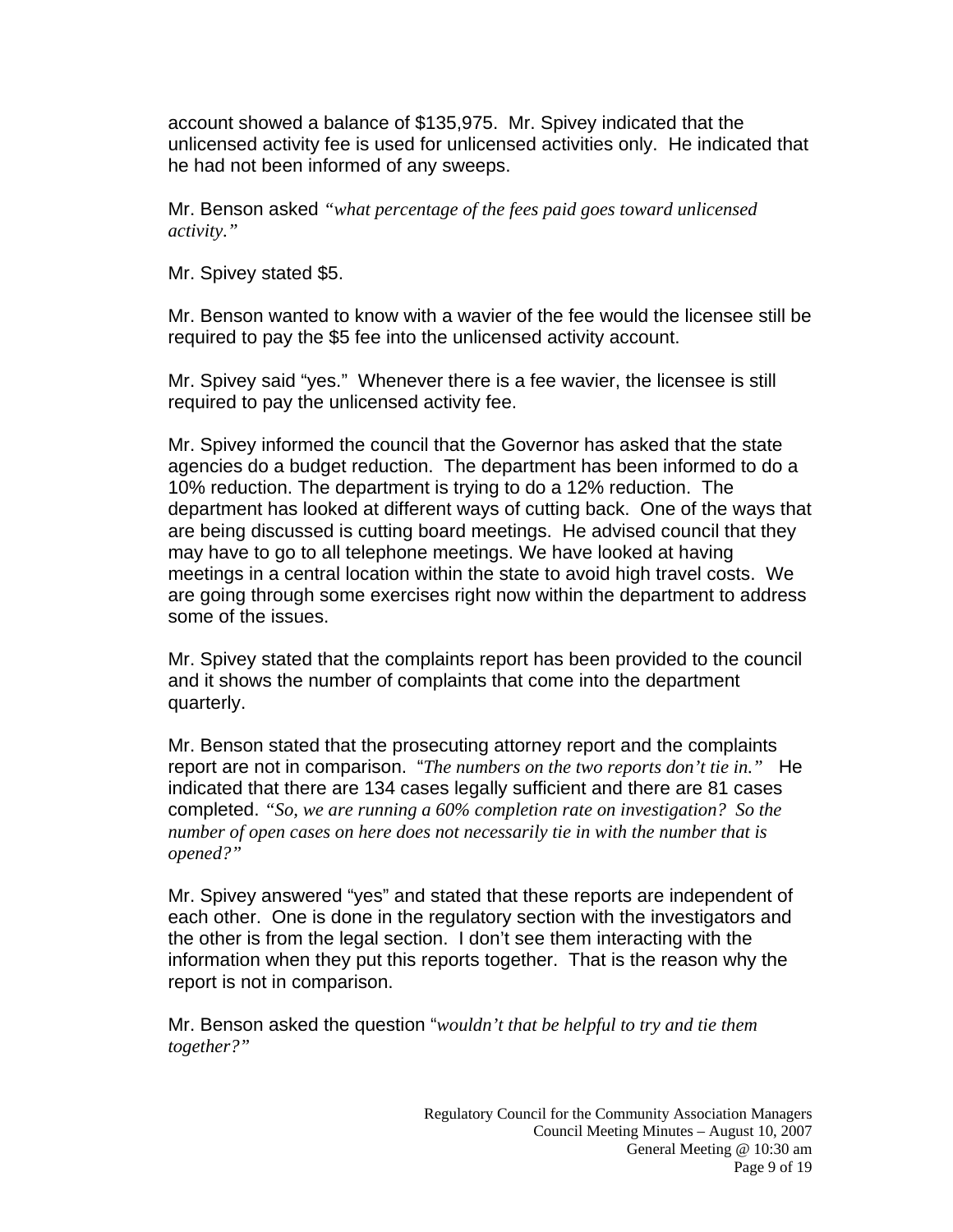account showed a balance of $135,975. Mr. Spivey indicated that the unlicensed activity fee is used for unlicensed activities only. He indicated that he had not been informed of any sweeps.

Mr. Benson asked *"what percentage of the fees paid goes toward unlicensed activity."*

Mr. Spivey stated $5.

Mr. Benson wanted to know with a wavier of the fee would the licensee still be required to pay the $5 fee into the unlicensed activity account.

Mr. Spivey said "yes." Whenever there is a fee wavier, the licensee is still required to pay the unlicensed activity fee.

Mr. Spivey informed the council that the Governor has asked that the state agencies do a budget reduction. The department has been informed to do a 10% reduction. The department is trying to do a 12% reduction. The department has looked at different ways of cutting back. One of the ways that are being discussed is cutting board meetings. He advised council that they may have to go to all telephone meetings. We have looked at having meetings in a central location within the state to avoid high travel costs. We are going through some exercises right now within the department to address some of the issues.

Mr. Spivey stated that the complaints report has been provided to the council and it shows the number of complaints that come into the department quarterly.

Mr. Benson stated that the prosecuting attorney report and the complaints report are not in comparison. "*The numbers on the two reports don't tie in."* He indicated that there are 134 cases legally sufficient and there are 81 cases completed. *"So, we are running a 60% completion rate on investigation? So the number of open cases on here does not necessarily tie in with the number that is opened?"*

Mr. Spivey answered "yes" and stated that these reports are independent of each other. One is done in the regulatory section with the investigators and the other is from the legal section. I don't see them interacting with the information when they put this reports together. That is the reason why the report is not in comparison.

Mr. Benson asked the question "*wouldn't that be helpful to try and tie them together?"*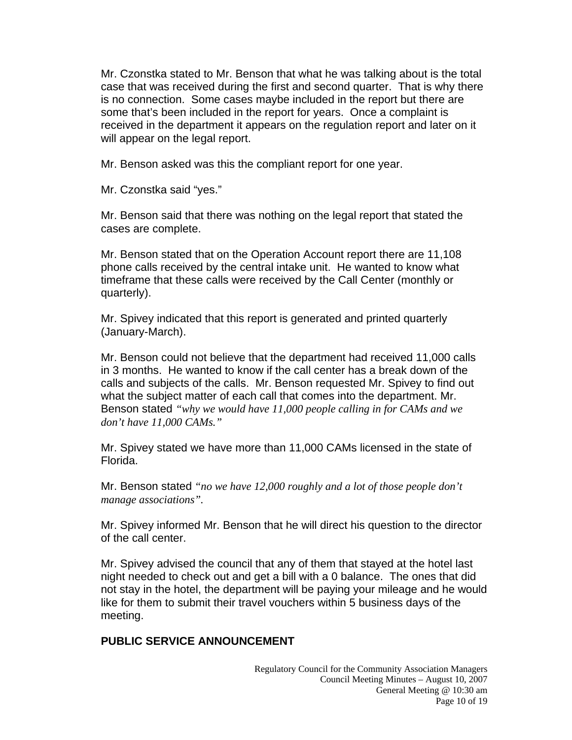Mr. Czonstka stated to Mr. Benson that what he was talking about is the total case that was received during the first and second quarter. That is why there is no connection. Some cases maybe included in the report but there are some that's been included in the report for years. Once a complaint is received in the department it appears on the regulation report and later on it will appear on the legal report.

Mr. Benson asked was this the compliant report for one year.

Mr. Czonstka said "yes."

Mr. Benson said that there was nothing on the legal report that stated the cases are complete.

Mr. Benson stated that on the Operation Account report there are 11,108 phone calls received by the central intake unit. He wanted to know what timeframe that these calls were received by the Call Center (monthly or quarterly).

Mr. Spivey indicated that this report is generated and printed quarterly (January-March).

Mr. Benson could not believe that the department had received 11,000 calls in 3 months. He wanted to know if the call center has a break down of the calls and subjects of the calls. Mr. Benson requested Mr. Spivey to find out what the subject matter of each call that comes into the department. Mr. Benson stated *"why we would have 11,000 people calling in for CAMs and we don't have 11,000 CAMs."*

Mr. Spivey stated we have more than 11,000 CAMs licensed in the state of Florida.

Mr. Benson stated *"no we have 12,000 roughly and a lot of those people don't manage associations"*.

Mr. Spivey informed Mr. Benson that he will direct his question to the director of the call center.

Mr. Spivey advised the council that any of them that stayed at the hotel last night needed to check out and get a bill with a 0 balance. The ones that did not stay in the hotel, the department will be paying your mileage and he would like for them to submit their travel vouchers within 5 business days of the meeting.

**PUBLIC SERVICE ANNOUNCEMENT**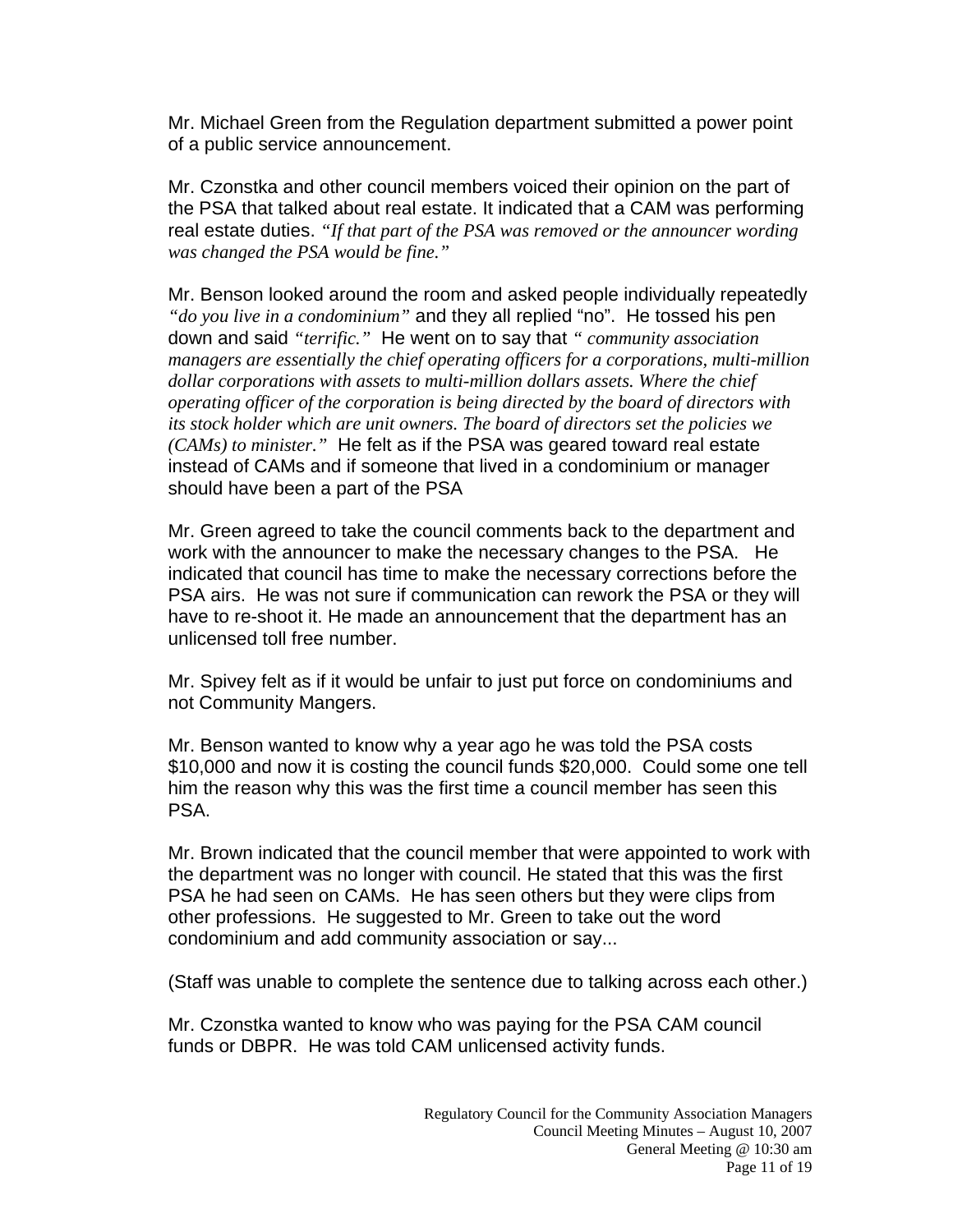Mr. Michael Green from the Regulation department submitted a power point of a public service announcement.

Mr. Czonstka and other council members voiced their opinion on the part of the PSA that talked about real estate. It indicated that a CAM was performing real estate duties. *"If that part of the PSA was removed or the announcer wording was changed the PSA would be fine."*

Mr. Benson looked around the room and asked people individually repeatedly *"do you live in a condominium"* and they all replied "no". He tossed his pen down and said *"terrific."* He went on to say that *" community association managers are essentially the chief operating officers for a corporations, multi-million dollar corporations with assets to multi-million dollars assets. Where the chief operating officer of the corporation is being directed by the board of directors with its stock holder which are unit owners. The board of directors set the policies we (CAMs) to minister."* He felt as if the PSA was geared toward real estate instead of CAMs and if someone that lived in a condominium or manager should have been a part of the PSA

Mr. Green agreed to take the council comments back to the department and work with the announcer to make the necessary changes to the PSA. He indicated that council has time to make the necessary corrections before the PSA airs. He was not sure if communication can rework the PSA or they will have to re-shoot it. He made an announcement that the department has an unlicensed toll free number.

Mr. Spivey felt as if it would be unfair to just put force on condominiums and not Community Mangers.

Mr. Benson wanted to know why a year ago he was told the PSA costs $10,000 and now it is costing the council funds $20,000. Could some one tell him the reason why this was the first time a council member has seen this PSA.

Mr. Brown indicated that the council member that were appointed to work with the department was no longer with council. He stated that this was the first PSA he had seen on CAMs. He has seen others but they were clips from other professions. He suggested to Mr. Green to take out the word condominium and add community association or say...

(Staff was unable to complete the sentence due to talking across each other.)

Mr. Czonstka wanted to know who was paying for the PSA CAM council funds or DBPR. He was told CAM unlicensed activity funds.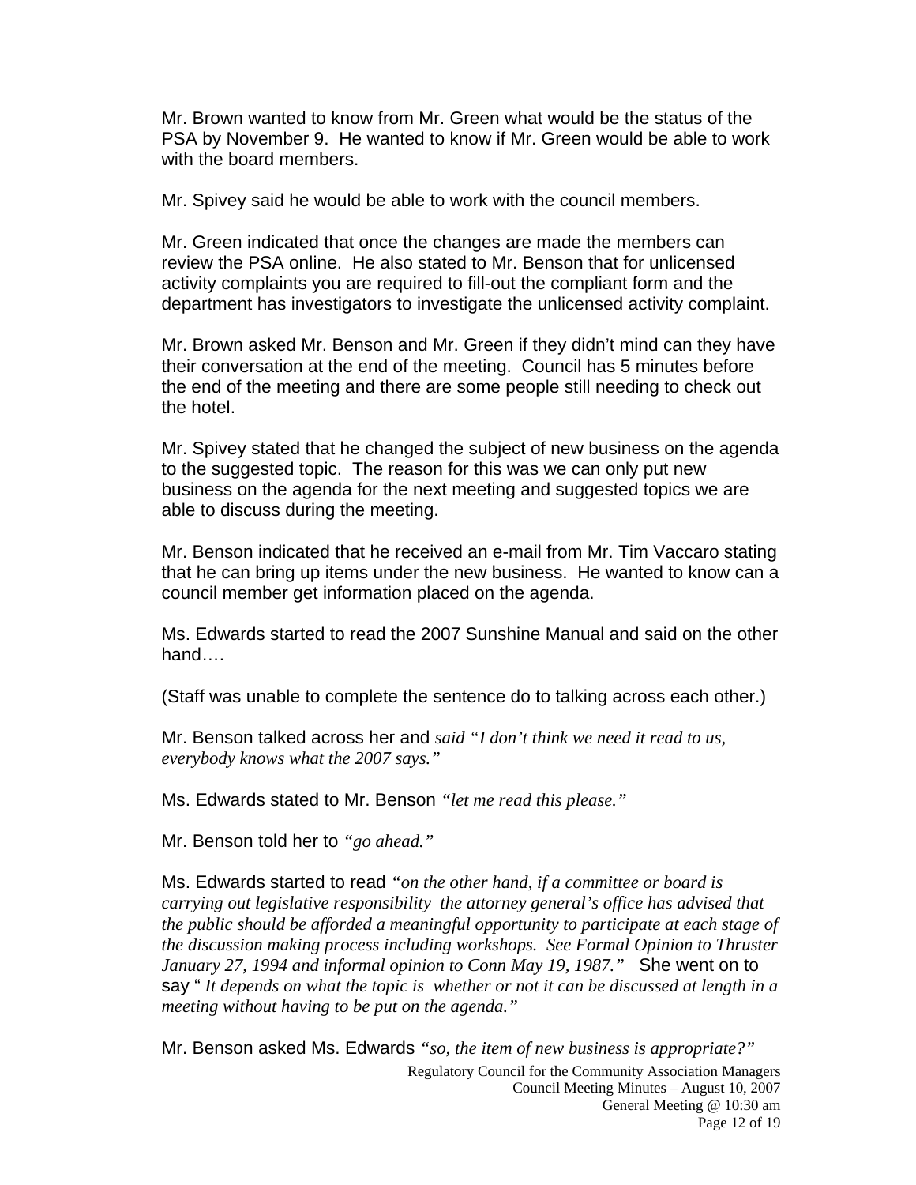Mr. Brown wanted to know from Mr. Green what would be the status of the PSA by November 9. He wanted to know if Mr. Green would be able to work with the board members.

Mr. Spivey said he would be able to work with the council members.

Mr. Green indicated that once the changes are made the members can review the PSA online. He also stated to Mr. Benson that for unlicensed activity complaints you are required to fill-out the compliant form and the department has investigators to investigate the unlicensed activity complaint.

Mr. Brown asked Mr. Benson and Mr. Green if they didn't mind can they have their conversation at the end of the meeting. Council has 5 minutes before the end of the meeting and there are some people still needing to check out the hotel.

Mr. Spivey stated that he changed the subject of new business on the agenda to the suggested topic. The reason for this was we can only put new business on the agenda for the next meeting and suggested topics we are able to discuss during the meeting.

Mr. Benson indicated that he received an e-mail from Mr. Tim Vaccaro stating that he can bring up items under the new business. He wanted to know can a council member get information placed on the agenda.

Ms. Edwards started to read the 2007 Sunshine Manual and said on the other hand….

(Staff was unable to complete the sentence do to talking across each other.)

Mr. Benson talked across her and *said "I don't think we need it read to us, everybody knows what the 2007 says."*

Ms. Edwards stated to Mr. Benson *"let me read this please."*

Mr. Benson told her to *"go ahead."*

Ms. Edwards started to read *"on the other hand, if a committee or board is carrying out legislative responsibility the attorney general's office has advised that the public should be afforded a meaningful opportunity to participate at each stage of the discussion making process including workshops. See Formal Opinion to Thruster January 27, 1994 and informal opinion to Conn May 19, 1987."* She went on to say " *It depends on what the topic is whether or not it can be discussed at length in a meeting without having to be put on the agenda."*

Mr. Benson asked Ms. Edwards *"so, the item of new business is appropriate?"*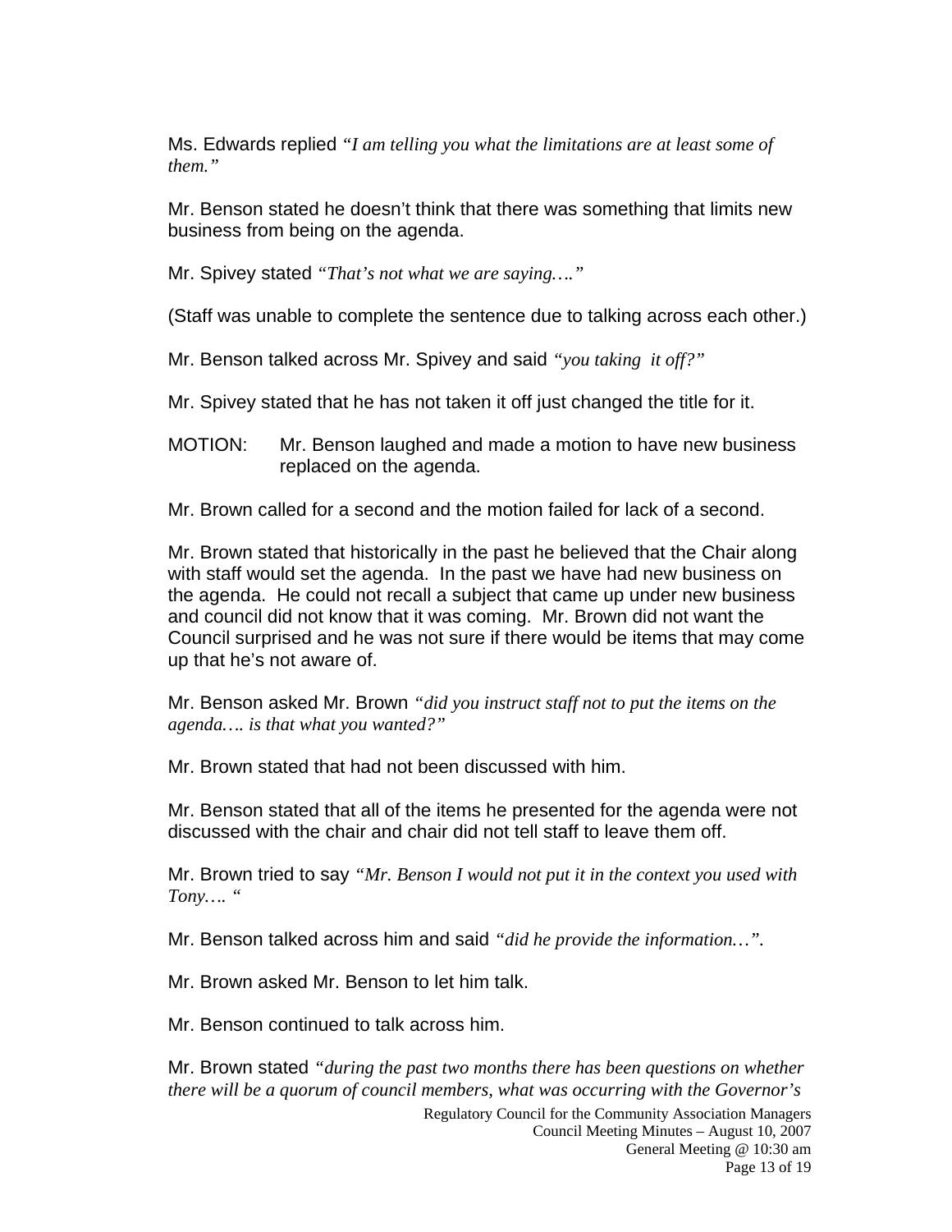Ms. Edwards replied *"I am telling you what the limitations are at least some of them."*

Mr. Benson stated he doesn't think that there was something that limits new business from being on the agenda.

Mr. Spivey stated *"That's not what we are saying…."*

(Staff was unable to complete the sentence due to talking across each other.)

Mr. Benson talked across Mr. Spivey and said *"you taking it off?"*

Mr. Spivey stated that he has not taken it off just changed the title for it.

MOTION: Mr. Benson laughed and made a motion to have new business replaced on the agenda.

Mr. Brown called for a second and the motion failed for lack of a second.

Mr. Brown stated that historically in the past he believed that the Chair along with staff would set the agenda. In the past we have had new business on the agenda. He could not recall a subject that came up under new business and council did not know that it was coming. Mr. Brown did not want the Council surprised and he was not sure if there would be items that may come up that he's not aware of.

Mr. Benson asked Mr. Brown *"did you instruct staff not to put the items on the agenda…. is that what you wanted?"*

Mr. Brown stated that had not been discussed with him.

Mr. Benson stated that all of the items he presented for the agenda were not discussed with the chair and chair did not tell staff to leave them off.

Mr. Brown tried to say *"Mr. Benson I would not put it in the context you used with Tony…. "*

Mr. Benson talked across him and said *"did he provide the information…"*.

Mr. Brown asked Mr. Benson to let him talk.

Mr. Benson continued to talk across him.

Mr. Brown stated *"during the past two months there has been questions on whether there will be a quorum of council members, what was occurring with the Governor's*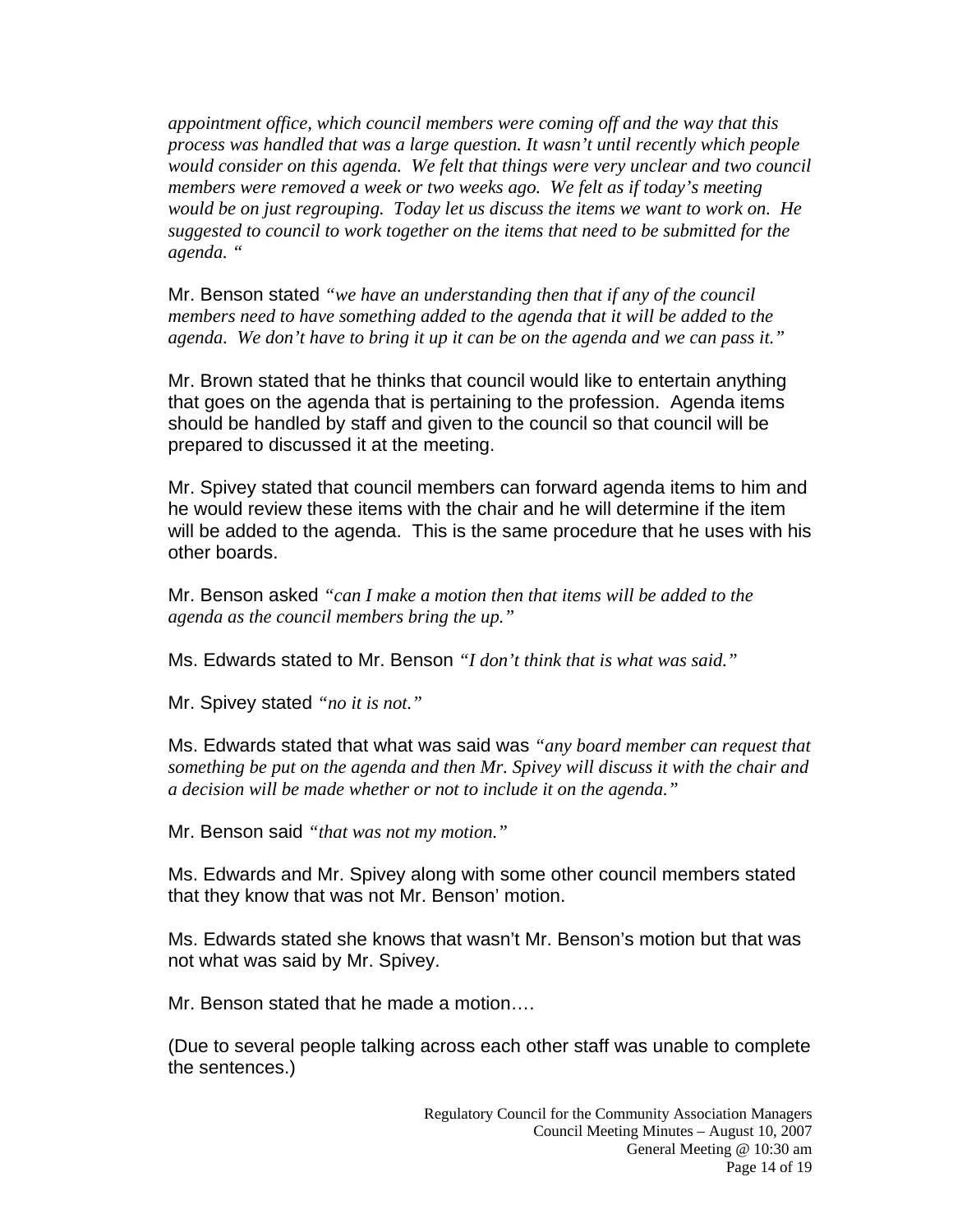*appointment office, which council members were coming off and the way that this process was handled that was a large question. It wasn't until recently which people would consider on this agenda. We felt that things were very unclear and two council members were removed a week or two weeks ago. We felt as if today's meeting would be on just regrouping. Today let us discuss the items we want to work on. He suggested to council to work together on the items that need to be submitted for the agenda. "*

Mr. Benson stated *"we have an understanding then that if any of the council members need to have something added to the agenda that it will be added to the agenda. We don't have to bring it up it can be on the agenda and we can pass it."*

Mr. Brown stated that he thinks that council would like to entertain anything that goes on the agenda that is pertaining to the profession. Agenda items should be handled by staff and given to the council so that council will be prepared to discussed it at the meeting.

Mr. Spivey stated that council members can forward agenda items to him and he would review these items with the chair and he will determine if the item will be added to the agenda. This is the same procedure that he uses with his other boards.

Mr. Benson asked *"can I make a motion then that items will be added to the agenda as the council members bring the up."*

Ms. Edwards stated to Mr. Benson *"I don't think that is what was said."*

Mr. Spivey stated *"no it is not."*

Ms. Edwards stated that what was said was *"any board member can request that something be put on the agenda and then Mr. Spivey will discuss it with the chair and a decision will be made whether or not to include it on the agenda."*

Mr. Benson said *"that was not my motion."*

Ms. Edwards and Mr. Spivey along with some other council members stated that they know that was not Mr. Benson' motion.

Ms. Edwards stated she knows that wasn't Mr. Benson's motion but that was not what was said by Mr. Spivey.

Mr. Benson stated that he made a motion….

(Due to several people talking across each other staff was unable to complete the sentences.)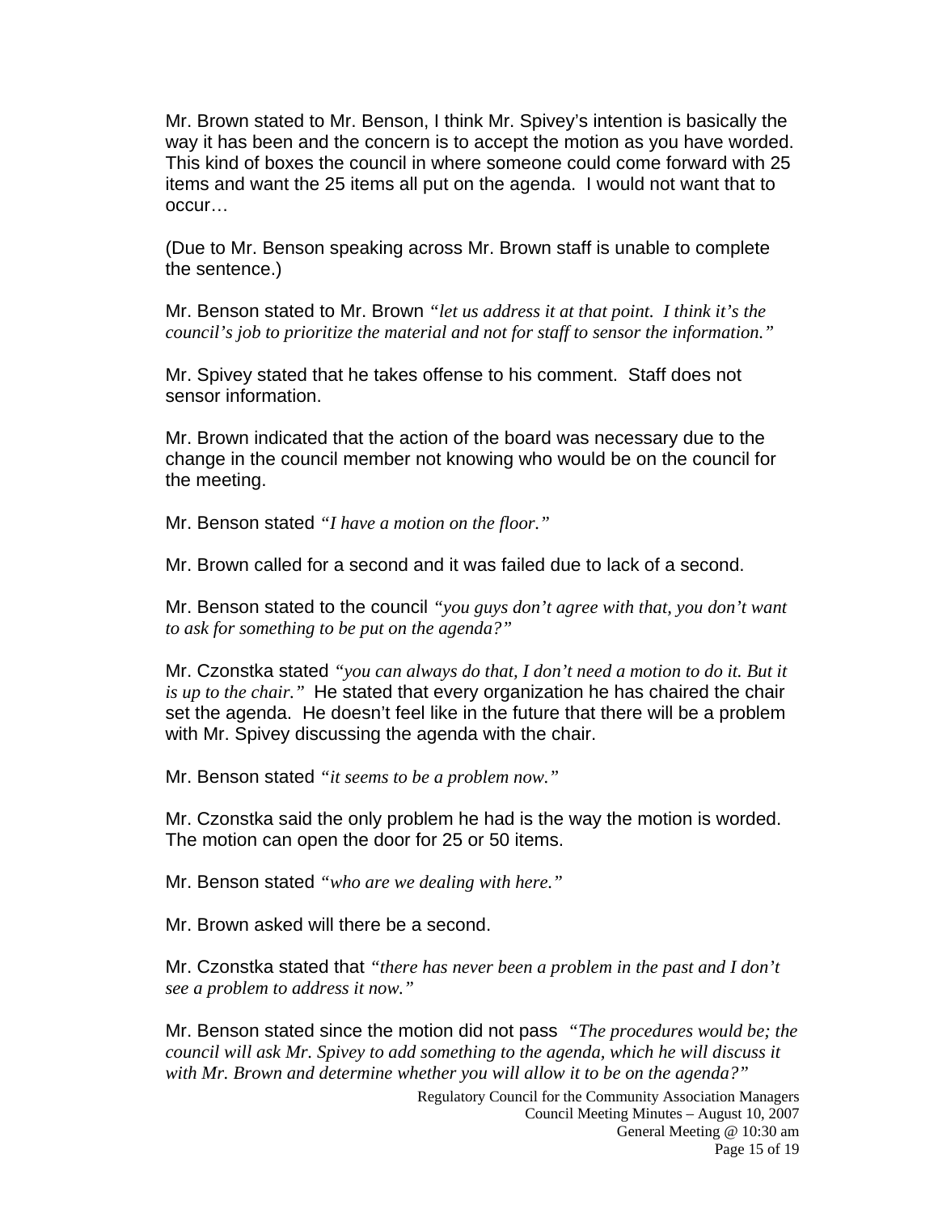Mr. Brown stated to Mr. Benson, I think Mr. Spivey's intention is basically the way it has been and the concern is to accept the motion as you have worded. This kind of boxes the council in where someone could come forward with 25 items and want the 25 items all put on the agenda. I would not want that to occur…

(Due to Mr. Benson speaking across Mr. Brown staff is unable to complete the sentence.)

Mr. Benson stated to Mr. Brown *"let us address it at that point. I think it's the council's job to prioritize the material and not for staff to sensor the information."*

Mr. Spivey stated that he takes offense to his comment. Staff does not sensor information.

Mr. Brown indicated that the action of the board was necessary due to the change in the council member not knowing who would be on the council for the meeting.

Mr. Benson stated *"I have a motion on the floor."*

Mr. Brown called for a second and it was failed due to lack of a second.

Mr. Benson stated to the council *"you guys don't agree with that, you don't want to ask for something to be put on the agenda?"*

Mr. Czonstka stated *"you can always do that, I don't need a motion to do it. But it is up to the chair."* He stated that every organization he has chaired the chair set the agenda. He doesn't feel like in the future that there will be a problem with Mr. Spivey discussing the agenda with the chair.

Mr. Benson stated *"it seems to be a problem now."*

Mr. Czonstka said the only problem he had is the way the motion is worded. The motion can open the door for 25 or 50 items.

Mr. Benson stated *"who are we dealing with here."*

Mr. Brown asked will there be a second.

Mr. Czonstka stated that *"there has never been a problem in the past and I don't see a problem to address it now."*

Mr. Benson stated since the motion did not pass *"The procedures would be; the council will ask Mr. Spivey to add something to the agenda, which he will discuss it with Mr. Brown and determine whether you will allow it to be on the agenda?"*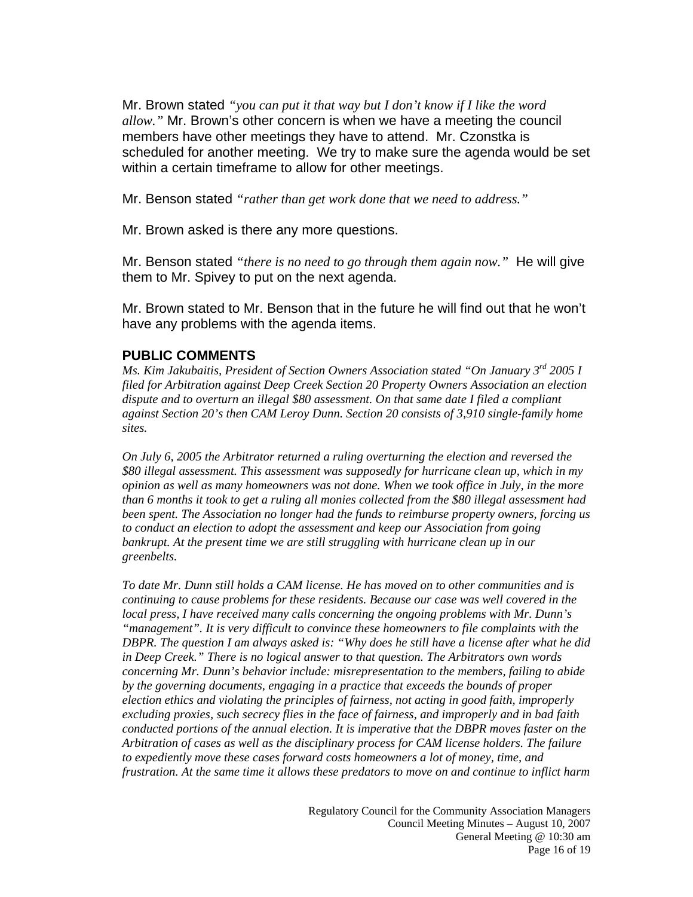Mr. Brown stated *"you can put it that way but I don't know if I like the word allow."* Mr. Brown's other concern is when we have a meeting the council members have other meetings they have to attend. Mr. Czonstka is scheduled for another meeting. We try to make sure the agenda would be set within a certain timeframe to allow for other meetings.

Mr. Benson stated *"rather than get work done that we need to address."*

Mr. Brown asked is there any more questions.

Mr. Benson stated *"there is no need to go through them again now."* He will give them to Mr. Spivey to put on the next agenda.

Mr. Brown stated to Mr. Benson that in the future he will find out that he won't have any problems with the agenda items.

## PUBLIC COMMENTS

*Ms. Kim Jakubaitis, President of Section Owners Association stated "On January 3rd 2005 I filed for Arbitration against Deep Creek Section 20 Property Owners Association an election dispute and to overturn an illegal $80 assessment. On that same date I filed a compliant against Section 20's then CAM Leroy Dunn. Section 20 consists of 3,910 single-family home sites.*

*On July 6, 2005 the Arbitrator returned a ruling overturning the election and reversed the $80 illegal assessment. This assessment was supposedly for hurricane clean up, which in my opinion as well as many homeowners was not done. When we took office in July, in the more than 6 months it took to get a ruling all monies collected from the $80 illegal assessment had been spent. The Association no longer had the funds to reimburse property owners, forcing us to conduct an election to adopt the assessment and keep our Association from going bankrupt. At the present time we are still struggling with hurricane clean up in our greenbelts.*

*To date Mr. Dunn still holds a CAM license. He has moved on to other communities and is continuing to cause problems for these residents. Because our case was well covered in the local press, I have received many calls concerning the ongoing problems with Mr. Dunn's "management". It is very difficult to convince these homeowners to file complaints with the DBPR. The question I am always asked is: "Why does he still have a license after what he did in Deep Creek." There is no logical answer to that question. The Arbitrators own words concerning Mr. Dunn's behavior include: misrepresentation to the members, failing to abide by the governing documents, engaging in a practice that exceeds the bounds of proper election ethics and violating the principles of fairness, not acting in good faith, improperly excluding proxies, such secrecy flies in the face of fairness, and improperly and in bad faith conducted portions of the annual election. It is imperative that the DBPR moves faster on the Arbitration of cases as well as the disciplinary process for CAM license holders. The failure to expediently move these cases forward costs homeowners a lot of money, time, and frustration. At the same time it allows these predators to move on and continue to inflict harm*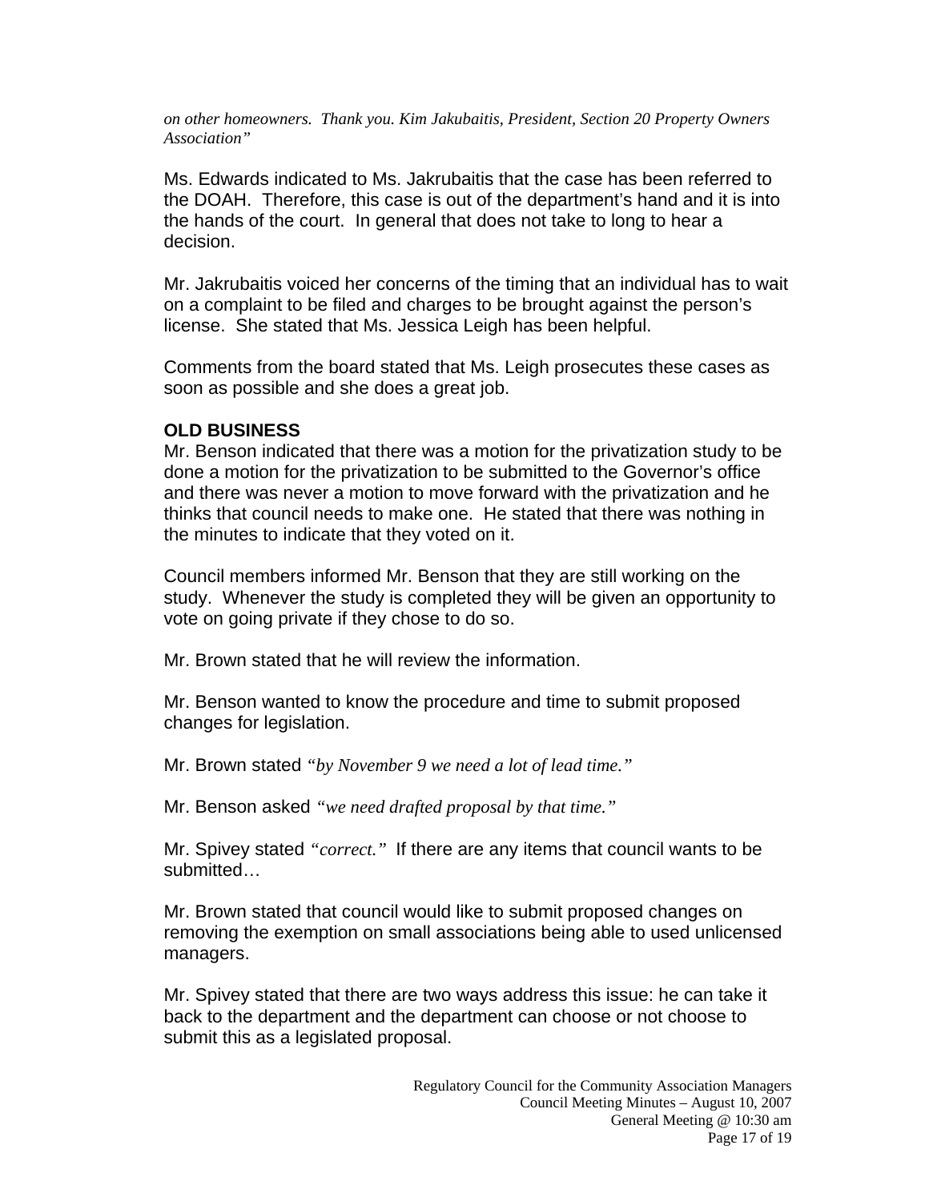*on other homeowners. Thank you. Kim Jakubaitis, President, Section 20 Property Owners Association"*

Ms. Edwards indicated to Ms. Jakrubaitis that the case has been referred to the DOAH. Therefore, this case is out of the department's hand and it is into the hands of the court. In general that does not take to long to hear a decision.

Mr. Jakrubaitis voiced her concerns of the timing that an individual has to wait on a complaint to be filed and charges to be brought against the person's license. She stated that Ms. Jessica Leigh has been helpful.

Comments from the board stated that Ms. Leigh prosecutes these cases as soon as possible and she does a great job.

**OLD BUSINESS**

Mr. Benson indicated that there was a motion for the privatization study to be done a motion for the privatization to be submitted to the Governor's office and there was never a motion to move forward with the privatization and he thinks that council needs to make one. He stated that there was nothing in the minutes to indicate that they voted on it.

Council members informed Mr. Benson that they are still working on the study. Whenever the study is completed they will be given an opportunity to vote on going private if they chose to do so.

Mr. Brown stated that he will review the information.

Mr. Benson wanted to know the procedure and time to submit proposed changes for legislation.

Mr. Brown stated *"by November 9 we need a lot of lead time."*

Mr. Benson asked *"we need drafted proposal by that time."*

Mr. Spivey stated *"correct."* If there are any items that council wants to be submitted…

Mr. Brown stated that council would like to submit proposed changes on removing the exemption on small associations being able to used unlicensed managers.

Mr. Spivey stated that there are two ways address this issue: he can take it back to the department and the department can choose or not choose to submit this as a legislated proposal.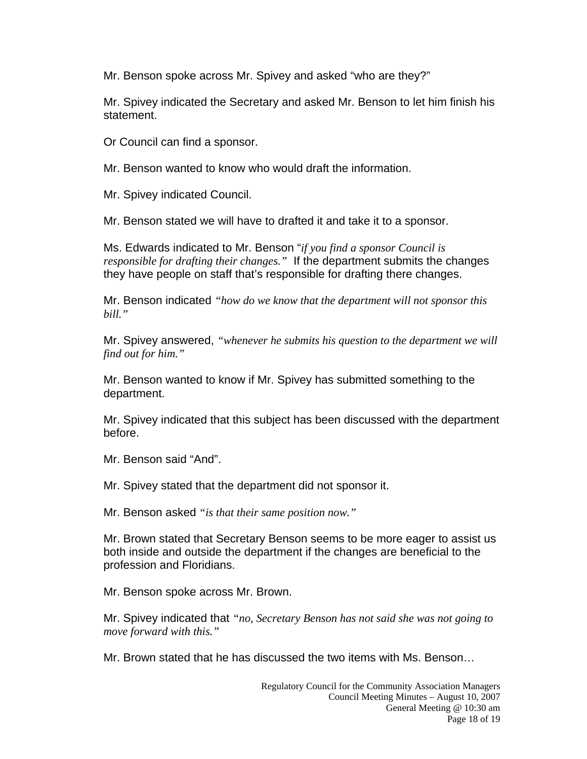Mr. Benson spoke across Mr. Spivey and asked "who are they?"

Mr. Spivey indicated the Secretary and asked Mr. Benson to let him finish his statement.

Or Council can find a sponsor.

Mr. Benson wanted to know who would draft the information.

Mr. Spivey indicated Council.

Mr. Benson stated we will have to drafted it and take it to a sponsor.

Ms. Edwards indicated to Mr. Benson "*if you find a sponsor Council is responsible for drafting their changes.*" If the department submits the changes they have people on staff that's responsible for drafting there changes.

Mr. Benson indicated *"how do we know that the department will not sponsor this bill."*

Mr. Spivey answered, *"whenever he submits his question to the department we will find out for him."*

Mr. Benson wanted to know if Mr. Spivey has submitted something to the department.

Mr. Spivey indicated that this subject has been discussed with the department before.

Mr. Benson said "And".

Mr. Spivey stated that the department did not sponsor it.

Mr. Benson asked *"is that their same position now."*

Mr. Brown stated that Secretary Benson seems to be more eager to assist us both inside and outside the department if the changes are beneficial to the profession and Floridians.

Mr. Benson spoke across Mr. Brown.

Mr. Spivey indicated that *"no, Secretary Benson has not said she was not going to move forward with this."*

Mr. Brown stated that he has discussed the two items with Ms. Benson…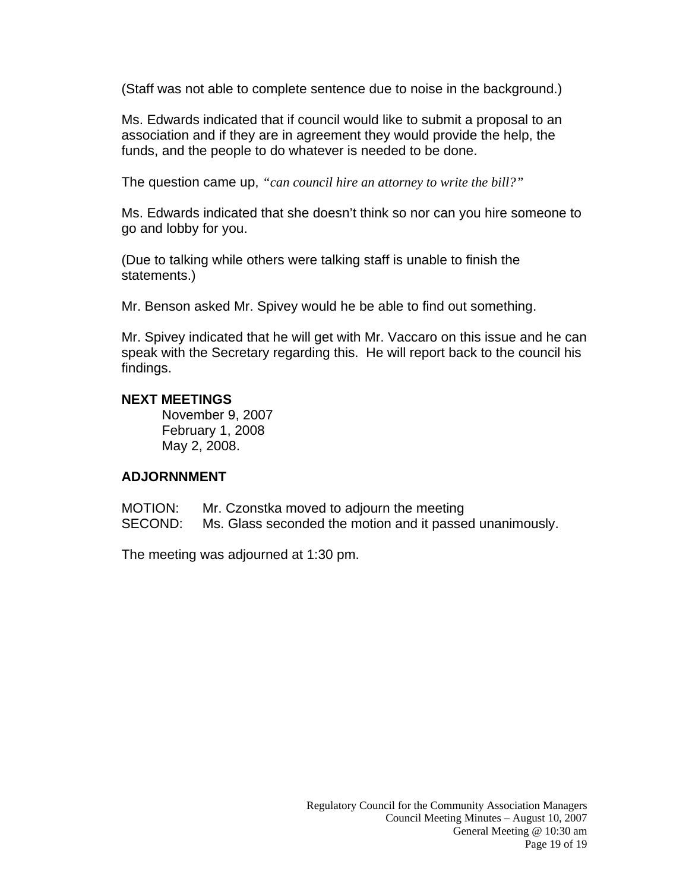(Staff was not able to complete sentence due to noise in the background.)

Ms. Edwards indicated that if council would like to submit a proposal to an association and if they are in agreement they would provide the help, the funds, and the people to do whatever is needed to be done.

The question came up, *"can council hire an attorney to write the bill?"*

Ms. Edwards indicated that she doesn't think so nor can you hire someone to go and lobby for you.

(Due to talking while others were talking staff is unable to finish the statements.)

Mr. Benson asked Mr. Spivey would he be able to find out something.

Mr. Spivey indicated that he will get with Mr. Vaccaro on this issue and he can speak with the Secretary regarding this. He will report back to the council his findings.

**NEXT MEETINGS**

November 9, 2007
February 1, 2008
May 2, 2008.

**ADJORNNMENT**

MOTION: Mr. Czonstka moved to adjourn the meeting
SECOND: Ms. Glass seconded the motion and it passed unanimously.

The meeting was adjourned at 1:30 pm.